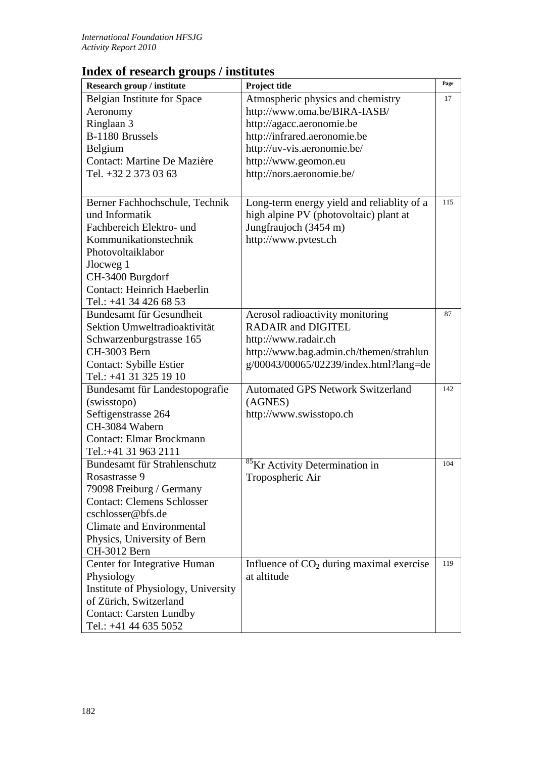# Index of research groups / institutes

| Research group / institute | Project title | Page |
|---|---|---|
| Belgian Institute for Space Aeronomy<br>Ringlaan 3<br>B-1180 Brussels<br>Belgium<br>Contact: Martine De Mazière<br>Tel. +32 2 373 03 63 | Atmospheric physics and chemistry<br>http://www.oma.be/BIRA-IASB/<br>http://agacc.aeronomie.be<br>http://infrared.aeronomie.be<br>http://uv-vis.aeronomie.be/<br>http://www.geomon.eu<br>http://nors.aeronomie.be/ | 17 |
| Berner Fachhochschule, Technik und Informatik<br>Fachbereich Elektro- und Kommunikationstechnik<br>Photovoltaiklabor<br>Jlocweg 1<br>CH-3400 Burgdorf<br>Contact: Heinrich Haeberlin<br>Tel.: +41 34 426 68 53 | Long-term energy yield and reliablity of a high alpine PV (photovoltaic) plant at Jungfraujoch (3454 m)<br>http://www.pvtest.ch | 115 |
| Bundesamt für Gesundheit<br>Sektion Umweltradioaktivität<br>Schwarzenburgstrasse 165<br>CH-3003 Bern<br>Contact: Sybille Estier<br>Tel.: +41 31 325 19 10 | Aerosol radioactivity monitoring<br>RADAIR and DIGITEL<br>http://www.radair.ch<br>http://www.bag.admin.ch/themen/strahlung/00043/00065/02239/index.html?lang=de | 87 |
| Bundesamt für Landestopografie (swisstopo)<br>Seftigenstrasse 264<br>CH-3084 Wabern<br>Contact: Elmar Brockmann<br>Tel.:+41 31 963 2111 | Automated GPS Network Switzerland (AGNES)<br>http://www.swisstopo.ch | 142 |
| Bundesamt für Strahlenschutz<br>Rosastrasse 9<br>79098 Freiburg / Germany<br>Contact: Clemens Schlosser<br>cschlosser@bfs.de<br>Climate and Environmental Physics, University of Bern<br>CH-3012 Bern | $^{85}$Kr Activity Determination in Tropospheric Air | 104 |
| Center for Integrative Human Physiology<br>Institute of Physiology, University of Zürich, Switzerland<br>Contact: Carsten Lundby<br>Tel.: +41 44 635 5052 | Influence of $CO_2$ during maximal exercise at altitude | 119 |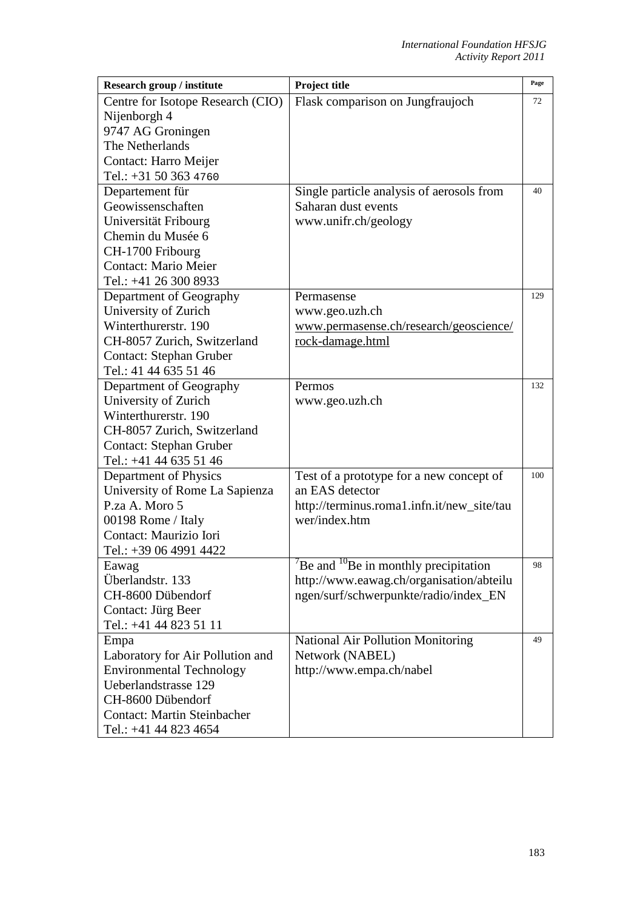| Research group / institute | Project title | Page |
|---|---|---|
| Centre for Isotope Research (CIO)<br>Nijenborgh 4<br>9747 AG Groningen<br>The Netherlands<br>Contact: Harro Meijer<br>Tel.: +31 50 363 4760 | Flask comparison on Jungfraujoch | 72 |
| Departement für Geowissenschaften<br>Universität Fribourg<br>Chemin du Musée 6<br>CH-1700 Fribourg<br>Contact: Mario Meier<br>Tel.: +41 26 300 8933 | Single particle analysis of aerosols from Saharan dust events<br>www.unifr.ch/geology | 40 |
| Department of Geography<br>University of Zurich<br>Winterthurerstr. 190<br>CH-8057 Zurich, Switzerland<br>Contact: Stephan Gruber<br>Tel.: 41 44 635 51 46 | Permasense<br>www.geo.uzh.ch<br>www.permasense.ch/research/geoscience/rock-damage.html | 129 |
| Department of Geography<br>University of Zurich<br>Winterthurerstr. 190<br>CH-8057 Zurich, Switzerland<br>Contact: Stephan Gruber<br>Tel.: +41 44 635 51 46 | Permos<br>www.geo.uzh.ch | 132 |
| Department of Physics<br>University of Rome La Sapienza<br>P.za A. Moro 5<br>00198 Rome / Italy<br>Contact: Maurizio Iori<br>Tel.: +39 06 4991 4422 | Test of a prototype for a new concept of an EAS detector<br>http://terminus.roma1.infn.it/new_site/tauwer/index.htm | 100 |
| Eawag<br>Überlandstr. 133<br>CH-8600 Dübendorf<br>Contact: Jürg Beer<br>Tel.: +41 44 823 51 11 | $^{7}$Be and $^{10}$Be in monthly precipitation<br>http://www.eawag.ch/organisation/abteilungen/surf/schwerpunkte/radio/index_EN | 98 |
| Empa<br>Laboratory for Air Pollution and Environmental Technology<br>Ueberlandstrasse 129<br>CH-8600 Dübendorf<br>Contact: Martin Steinbacher<br>Tel.: +41 44 823 4654 | National Air Pollution Monitoring Network (NABEL)<br>http://www.empa.ch/nabel | 49 |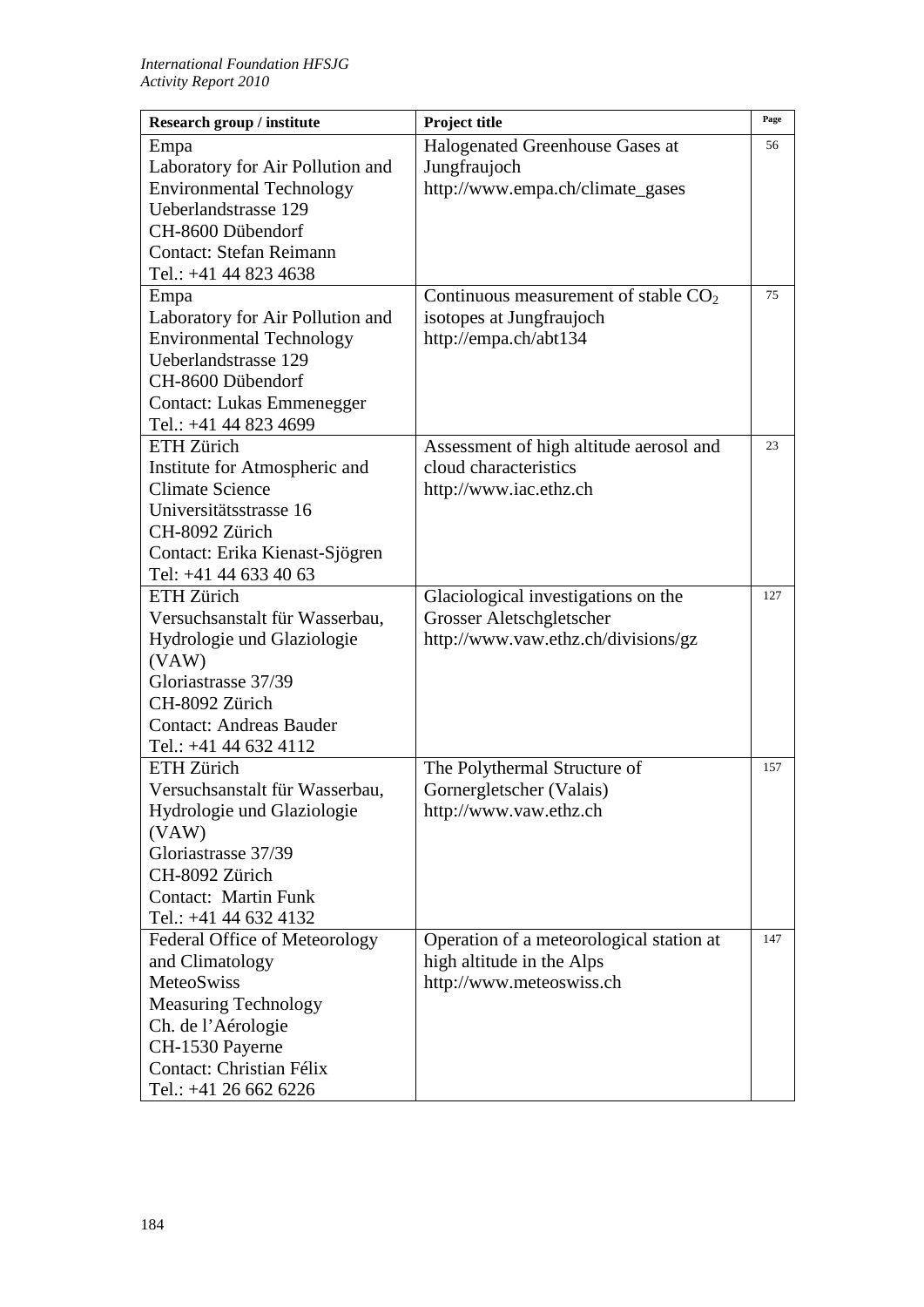| Research group / institute | Project title | Page |
|---|---|---|
| Empa<br>Laboratory for Air Pollution and Environmental Technology<br>Ueberlandstrasse 129<br>CH-8600 Dübendorf<br>Contact: Stefan Reimann<br>Tel.: +41 44 823 4638 | Halogenated Greenhouse Gases at Jungfraujoch<br>http://www.empa.ch/climate_gases | 56 |
| Empa<br>Laboratory for Air Pollution and Environmental Technology<br>Ueberlandstrasse 129<br>CH-8600 Dübendorf<br>Contact: Lukas Emmenegger<br>Tel.: +41 44 823 4699 | Continuous measurement of stable $CO_2$ isotopes at Jungfraujoch<br>http://empa.ch/abt134 | 75 |
| ETH Zürich<br>Institute for Atmospheric and Climate Science<br>Universitätsstrasse 16<br>CH-8092 Zürich<br>Contact: Erika Kienast-Sjögren<br>Tel: +41 44 633 40 63 | Assessment of high altitude aerosol and cloud characteristics<br>http://www.iac.ethz.ch | 23 |
| ETH Zürich<br>Versuchsanstalt für Wasserbau, Hydrologie und Glaziologie (VAW)<br>Gloriastrasse 37/39<br>CH-8092 Zürich<br>Contact: Andreas Bauder<br>Tel.: +41 44 632 4112 | Glaciological investigations on the Grosser Aletschgletscher<br>http://www.vaw.ethz.ch/divisions/gz | 127 |
| ETH Zürich<br>Versuchsanstalt für Wasserbau, Hydrologie und Glaziologie (VAW)<br>Gloriastrasse 37/39<br>CH-8092 Zürich<br>Contact: Martin Funk<br>Tel.: +41 44 632 4132 | The Polythermal Structure of Gornergletscher (Valais)<br>http://www.vaw.ethz.ch | 157 |
| Federal Office of Meteorology and Climatology<br>MeteoSwiss<br>Measuring Technology<br>Ch. de l'Aérologie<br>CH-1530 Payerne<br>Contact: Christian Félix<br>Tel.: +41 26 662 6226 | Operation of a meteorological station at high altitude in the Alps<br>http://www.meteoswiss.ch | 147 |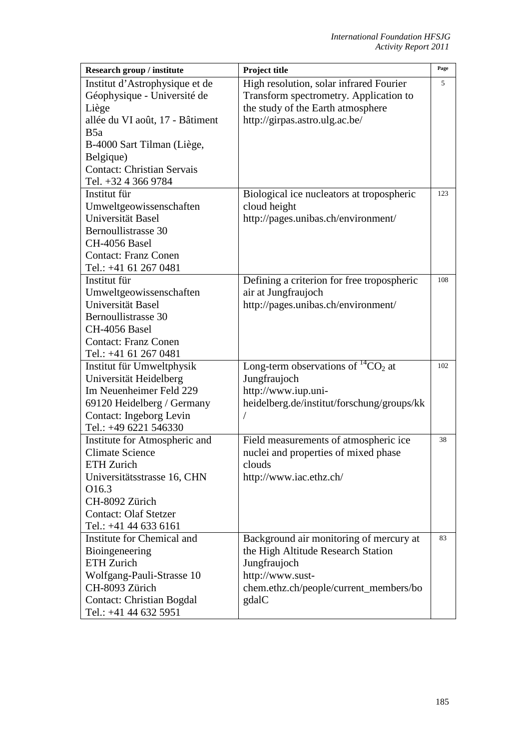| Research group / institute | Project title | Page |
|---|---|---|
| Institut d'Astrophysique et de Géophysique - Université de Liège<br>allée du VI août, 17 - Bâtiment B5a<br>B-4000 Sart Tilman (Liège, Belgique)<br>Contact: Christian Servais<br>Tel. +32 4 366 9784 | High resolution, solar infrared Fourier Transform spectrometry. Application to the study of the Earth atmosphere<br>http://girpas.astro.ulg.ac.be/ | 5 |
| Institut für Umweltgeowissenschaften<br>Universität Basel<br>Bernoullistrasse 30<br>CH-4056 Basel<br>Contact: Franz Conen<br>Tel.: +41 61 267 0481 | Biological ice nucleators at tropospheric cloud height<br>http://pages.unibas.ch/environment/ | 123 |
| Institut für Umweltgeowissenschaften<br>Universität Basel<br>Bernoullistrasse 30<br>CH-4056 Basel<br>Contact: Franz Conen<br>Tel.: +41 61 267 0481 | Defining a criterion for free tropospheric air at Jungfraujoch<br>http://pages.unibas.ch/environment/ | 108 |
| Institut für Umweltphysik<br>Universität Heidelberg<br>Im Neuenheimer Feld 229<br>69120 Heidelberg / Germany<br>Contact: Ingeborg Levin<br>Tel.: +49 6221 546330 | Long-term observations of $^{14}CO_2$ at Jungfraujoch<br>http://www.iup.uni-heidelberg.de/institut/forschung/groups/kk/ | 102 |
| Institute for Atmospheric and Climate Science<br>ETH Zurich<br>Universitätsstrasse 16, CHN O16.3<br>CH-8092 Zürich<br>Contact: Olaf Stetzer<br>Tel.: +41 44 633 6161 | Field measurements of atmospheric ice nuclei and properties of mixed phase clouds<br>http://www.iac.ethz.ch/ | 38 |
| Institute for Chemical and Bioingeneering<br>ETH Zurich<br>Wolfgang-Pauli-Strasse 10<br>CH-8093 Zürich<br>Contact: Christian Bogdal<br>Tel.: +41 44 632 5951 | Background air monitoring of mercury at the High Altitude Research Station Jungfraujoch<br>http://www.sust-chem.ethz.ch/people/current_members/bogdalC | 83 |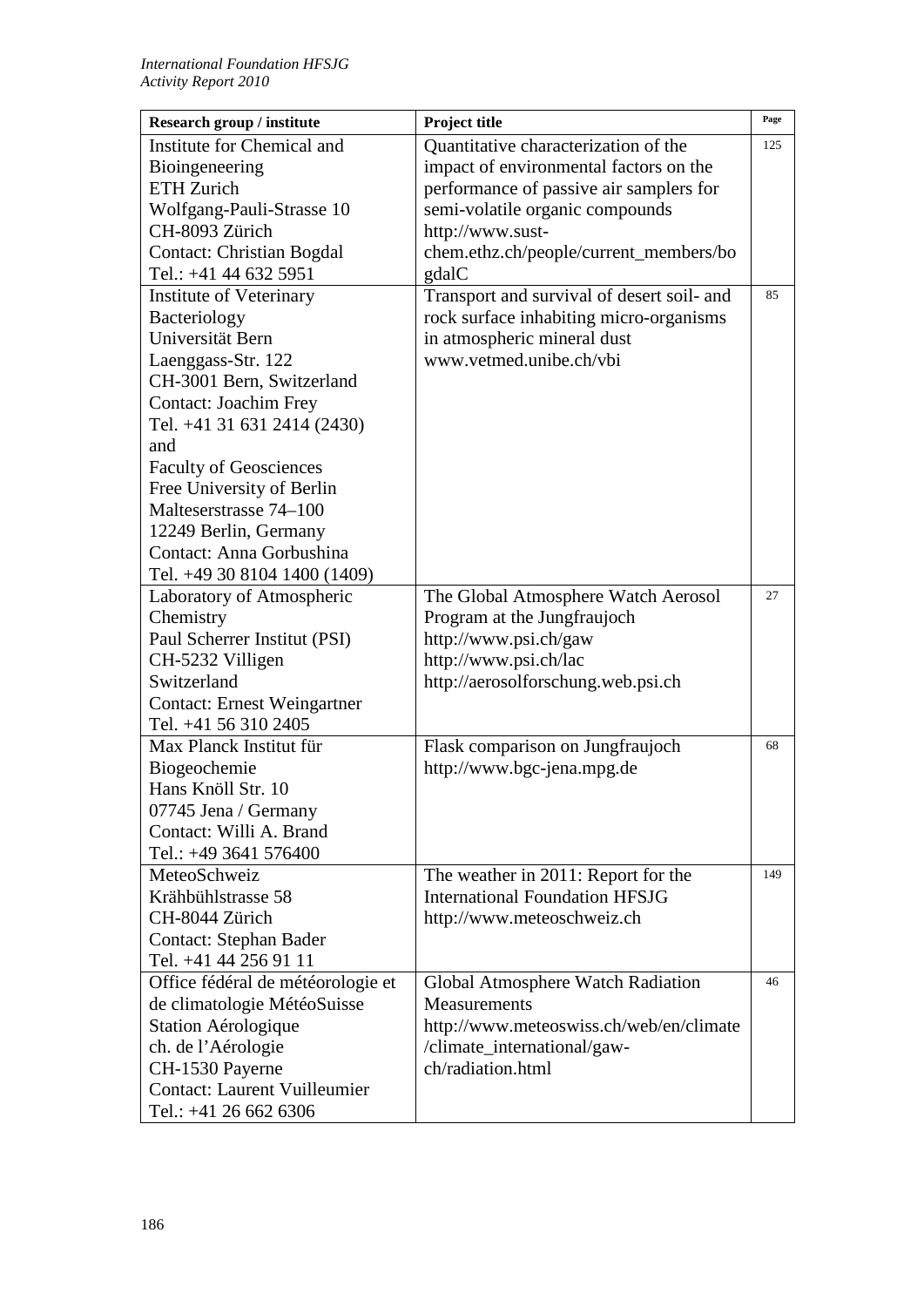| Research group / institute | Project title | Page |
|---|---|---|
| Institute for Chemical and Bioingeneering<br>ETH Zurich<br>Wolfgang-Pauli-Strasse 10<br>CH-8093 Zürich<br>Contact: Christian Bogdal<br>Tel.: +41 44 632 5951 | Quantitative characterization of the impact of environmental factors on the performance of passive air samplers for semi-volatile organic compounds<br>http://www.sust-chem.ethz.ch/people/current_members/bogdalC | 125 |
| Institute of Veterinary Bacteriology<br>Universität Bern<br>Laenggass-Str. 122<br>CH-3001 Bern, Switzerland<br>Contact: Joachim Frey<br>Tel. +41 31 631 2414 (2430)<br>and<br>Faculty of Geosciences<br>Free University of Berlin<br>Malteserstrasse 74–100<br>12249 Berlin, Germany<br>Contact: Anna Gorbushina<br>Tel. +49 30 8104 1400 (1409) | Transport and survival of desert soil- and rock surface inhabiting micro-organisms in atmospheric mineral dust<br>www.vetmed.unibe.ch/vbi | 85 |
| Laboratory of Atmospheric Chemistry<br>Paul Scherrer Institut (PSI)<br>CH-5232 Villigen<br>Switzerland<br>Contact: Ernest Weingartner<br>Tel. +41 56 310 2405 | The Global Atmosphere Watch Aerosol Program at the Jungfraujoch<br>http://www.psi.ch/gaw<br>http://www.psi.ch/lac<br>http://aerosolforschung.web.psi.ch | 27 |
| Max Planck Institut für Biogeochemie<br>Hans Knöll Str. 10<br>07745 Jena / Germany<br>Contact: Willi A. Brand<br>Tel.: +49 3641 576400 | Flask comparison on Jungfraujoch<br>http://www.bgc-jena.mpg.de | 68 |
| MeteoSchweiz<br>Krähbühlstrasse 58<br>CH-8044 Zürich<br>Contact: Stephan Bader<br>Tel. +41 44 256 91 11 | The weather in 2011: Report for the International Foundation HFSJG<br>http://www.meteoschweiz.ch | 149 |
| Office fédéral de météorologie et de climatologie MétéoSuisse<br>Station Aérologique<br>ch. de l'Aérologie<br>CH-1530 Payerne<br>Contact: Laurent Vuilleumier<br>Tel.: +41 26 662 6306 | Global Atmosphere Watch Radiation Measurements<br>http://www.meteoswiss.ch/web/en/climate/climate_international/gaw-ch/radiation.html | 46 |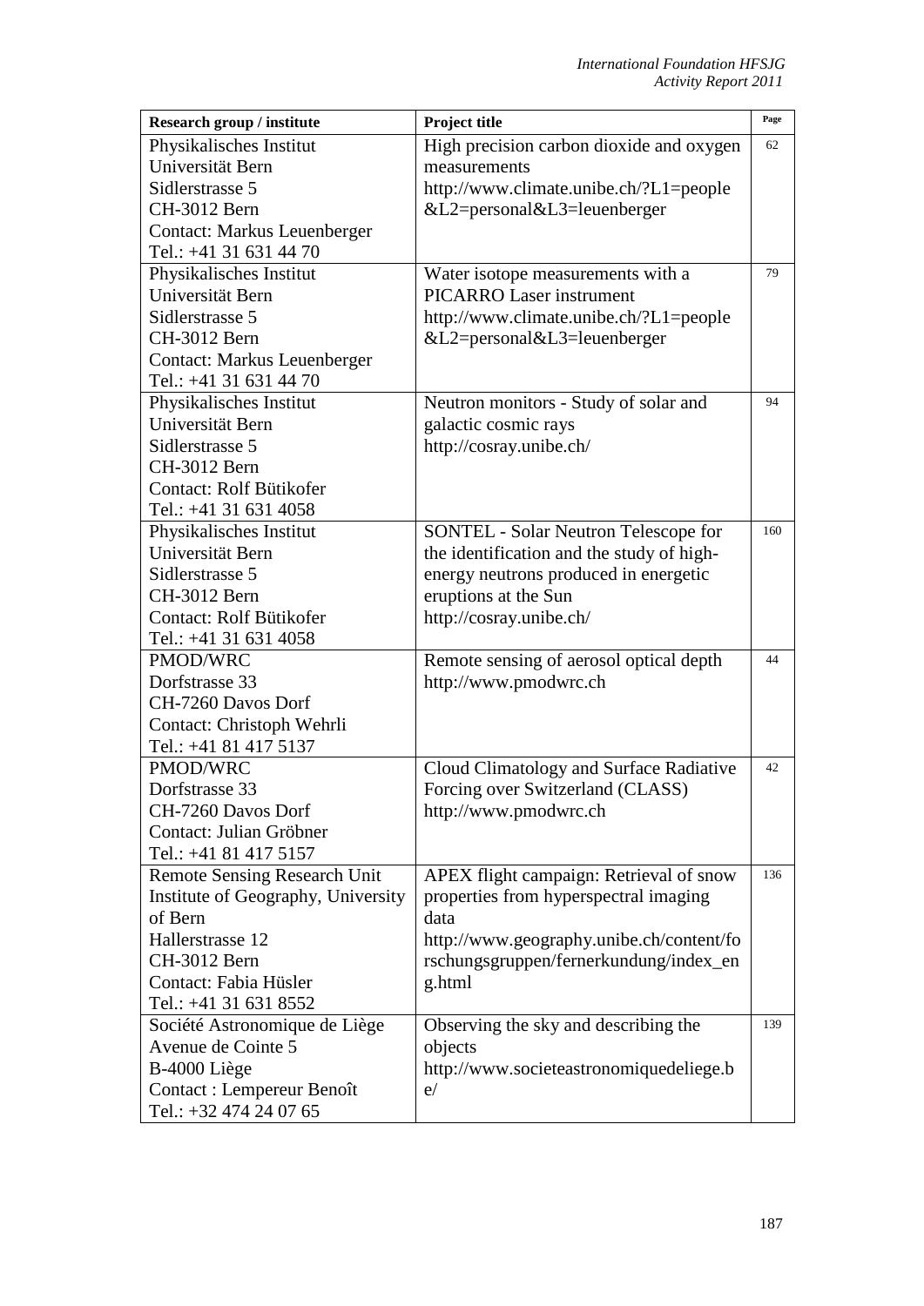| Research group / institute | Project title | Page |
|---|---|---|
| Physikalisches Institut<br>Universität Bern<br>Sidlerstrasse 5<br>CH-3012 Bern<br>Contact: Markus Leuenberger<br>Tel.: +41 31 631 44 70 | High precision carbon dioxide and oxygen measurements<br>http://www.climate.unibe.ch/?L1=people&L2=personal&L3=leuenberger | 62 |
| Physikalisches Institut<br>Universität Bern<br>Sidlerstrasse 5<br>CH-3012 Bern<br>Contact: Markus Leuenberger<br>Tel.: +41 31 631 44 70 | Water isotope measurements with a PICARRO Laser instrument<br>http://www.climate.unibe.ch/?L1=people&L2=personal&L3=leuenberger | 79 |
| Physikalisches Institut<br>Universität Bern<br>Sidlerstrasse 5<br>CH-3012 Bern<br>Contact: Rolf Bütikofer<br>Tel.: +41 31 631 4058 | Neutron monitors - Study of solar and galactic cosmic rays<br>http://cosray.unibe.ch/ | 94 |
| Physikalisches Institut<br>Universität Bern<br>Sidlerstrasse 5<br>CH-3012 Bern<br>Contact: Rolf Bütikofer<br>Tel.: +41 31 631 4058 | SONTEL - Solar Neutron Telescope for the identification and the study of high-energy neutrons produced in energetic eruptions at the Sun<br>http://cosray.unibe.ch/ | 160 |
| PMOD/WRC<br>Dorfstrasse 33<br>CH-7260 Davos Dorf<br>Contact: Christoph Wehrli<br>Tel.: +41 81 417 5137 | Remote sensing of aerosol optical depth<br>http://www.pmodwrc.ch | 44 |
| PMOD/WRC<br>Dorfstrasse 33<br>CH-7260 Davos Dorf<br>Contact: Julian Gröbner<br>Tel.: +41 81 417 5157 | Cloud Climatology and Surface Radiative Forcing over Switzerland (CLASS)<br>http://www.pmodwrc.ch | 42 |
| Remote Sensing Research Unit<br>Institute of Geography, University of Bern<br>Hallerstrasse 12<br>CH-3012 Bern<br>Contact: Fabia Hüsler<br>Tel.: +41 31 631 8552 | APEX flight campaign: Retrieval of snow properties from hyperspectral imaging data<br>http://www.geography.unibe.ch/content/forschungsgruppen/fernerkundung/index_eng.html | 136 |
| Société Astronomique de Liège<br>Avenue de Cointe 5<br>B-4000 Liège<br>Contact : Lempereur Benoît<br>Tel.: +32 474 24 07 65 | Observing the sky and describing the objects<br>http://www.societeastronomiquedeliege.be/ | 139 |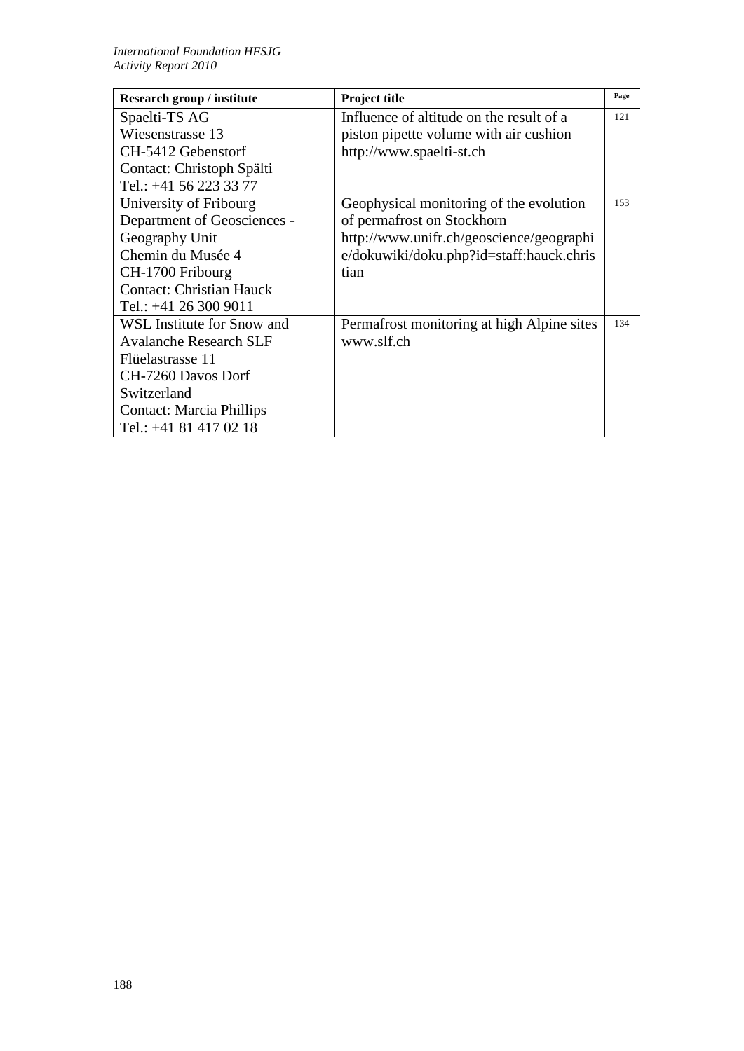| Research group / institute | Project title | Page |
|---|---|---|
| Spaelti-TS AG<br>Wiesenstrasse 13<br>CH-5412 Gebenstorf<br>Contact: Christoph Spälti<br>Tel.: +41 56 223 33 77 | Influence of altitude on the result of a piston pipette volume with air cushion<br>http://www.spaelti-st.ch | 121 |
| University of Fribourg<br>Department of Geosciences - Geography Unit<br>Chemin du Musée 4<br>CH-1700 Fribourg<br>Contact: Christian Hauck<br>Tel.: +41 26 300 9011 | Geophysical monitoring of the evolution of permafrost on Stockhorn<br>http://www.unifr.ch/geoscience/geographie/dokuwiki/doku.php?id=staff:hauck.christian | 153 |
| WSL Institute for Snow and Avalanche Research SLF<br>Flüelastrasse 11<br>CH-7260 Davos Dorf<br>Switzerland<br>Contact: Marcia Phillips<br>Tel.: +41 81 417 02 18 | Permafrost monitoring at high Alpine sites<br>www.slf.ch | 134 |